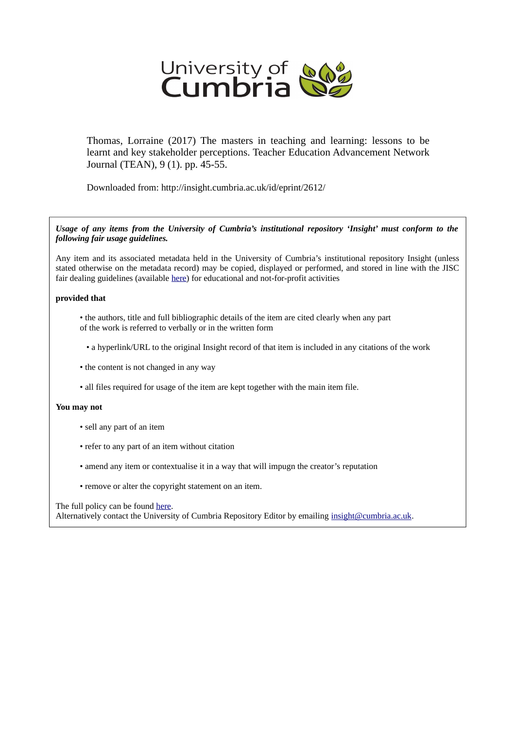University of Cumbria

Thomas, Lorraine (2017) The masters in teaching and learning: lessons to be learnt and key stakeholder perceptions. Teacher Education Advancement Network Journal (TEAN), 9 (1). pp. 45-55.

Downloaded from: http://insight.cumbria.ac.uk/id/eprint/2612/

***Usage of any items from the University of Cumbria's institutional repository 'Insight' must conform to the following fair usage guidelines.***

Any item and its associated metadata held in the University of Cumbria's institutional repository Insight (unless stated otherwise on the metadata record) may be copied, displayed or performed, and stored in line with the JISC fair dealing guidelines (available here) for educational and not-for-profit activities

**provided that**

- the authors, title and full bibliographic details of the item are cited clearly when any part of the work is referred to verbally or in the written form
- a hyperlink/URL to the original Insight record of that item is included in any citations of the work
- the content is not changed in any way
- all files required for usage of the item are kept together with the main item file.

**You may not**

- sell any part of an item
- refer to any part of an item without citation
- amend any item or contextualise it in a way that will impugn the creator's reputation
- remove or alter the copyright statement on an item.

The full policy can be found here.
Alternatively contact the University of Cumbria Repository Editor by emailing insight@cumbria.ac.uk.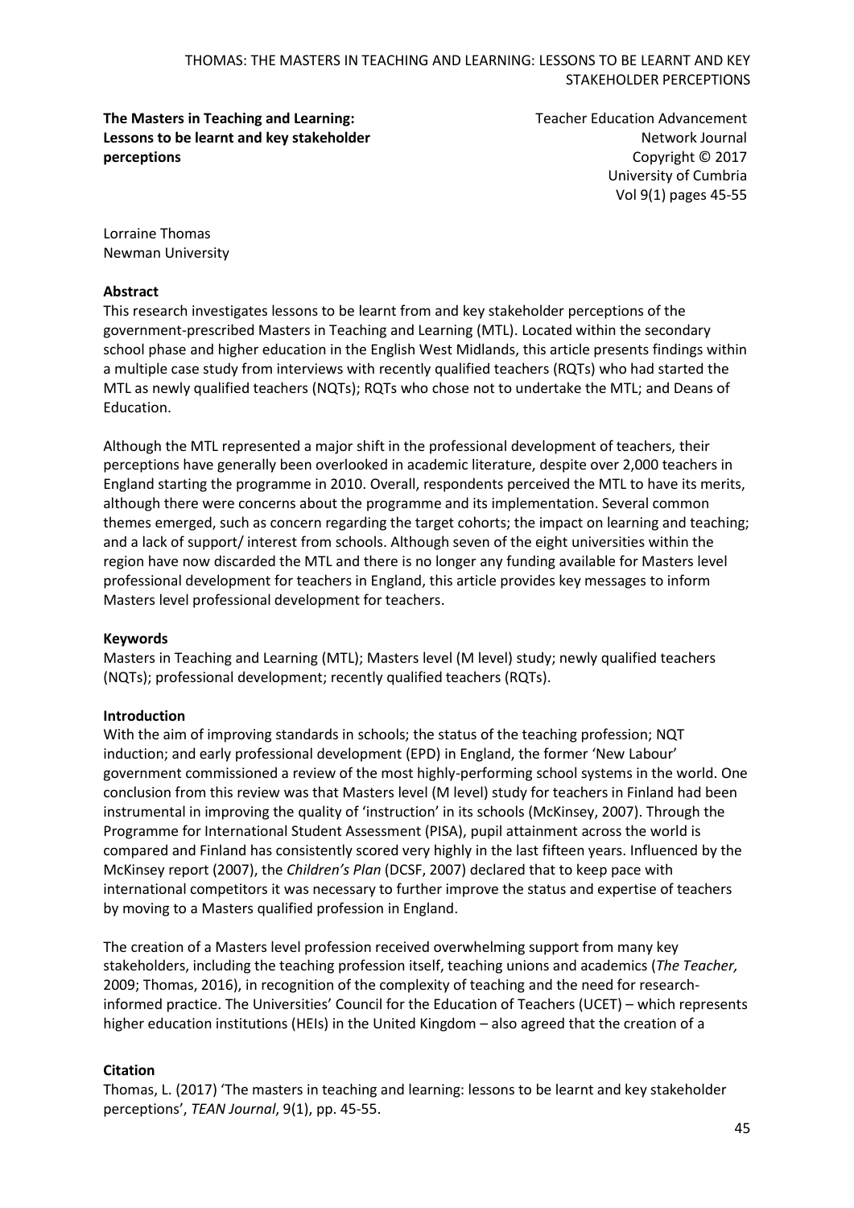**The Masters in Teaching and Learning: Lessons to be learnt and key stakeholder perceptions**

Teacher Education Advancement Network Journal
Copyright © 2017
University of Cumbria
Vol 9(1) pages 45-55

Lorraine Thomas
Newman University

**Abstract**

This research investigates lessons to be learnt from and key stakeholder perceptions of the government-prescribed Masters in Teaching and Learning (MTL). Located within the secondary school phase and higher education in the English West Midlands, this article presents findings within a multiple case study from interviews with recently qualified teachers (RQTs) who had started the MTL as newly qualified teachers (NQTs); RQTs who chose not to undertake the MTL; and Deans of Education.

Although the MTL represented a major shift in the professional development of teachers, their perceptions have generally been overlooked in academic literature, despite over 2,000 teachers in England starting the programme in 2010. Overall, respondents perceived the MTL to have its merits, although there were concerns about the programme and its implementation. Several common themes emerged, such as concern regarding the target cohorts; the impact on learning and teaching; and a lack of support/ interest from schools. Although seven of the eight universities within the region have now discarded the MTL and there is no longer any funding available for Masters level professional development for teachers in England, this article provides key messages to inform Masters level professional development for teachers.

**Keywords**

Masters in Teaching and Learning (MTL); Masters level (M level) study; newly qualified teachers (NQTs); professional development; recently qualified teachers (RQTs).

**Introduction**

With the aim of improving standards in schools; the status of the teaching profession; NQT induction; and early professional development (EPD) in England, the former 'New Labour' government commissioned a review of the most highly-performing school systems in the world. One conclusion from this review was that Masters level (M level) study for teachers in Finland had been instrumental in improving the quality of 'instruction' in its schools (McKinsey, 2007). Through the Programme for International Student Assessment (PISA), pupil attainment across the world is compared and Finland has consistently scored very highly in the last fifteen years. Influenced by the McKinsey report (2007), the *Children's Plan* (DCSF, 2007) declared that to keep pace with international competitors it was necessary to further improve the status and expertise of teachers by moving to a Masters qualified profession in England.

The creation of a Masters level profession received overwhelming support from many key stakeholders, including the teaching profession itself, teaching unions and academics (*The Teacher,* 2009; Thomas, 2016), in recognition of the complexity of teaching and the need for research-informed practice. The Universities' Council for the Education of Teachers (UCET) – which represents higher education institutions (HEIs) in the United Kingdom – also agreed that the creation of a

**Citation**

Thomas, L. (2017) 'The masters in teaching and learning: lessons to be learnt and key stakeholder perceptions', *TEAN Journal*, 9(1), pp. 45-55.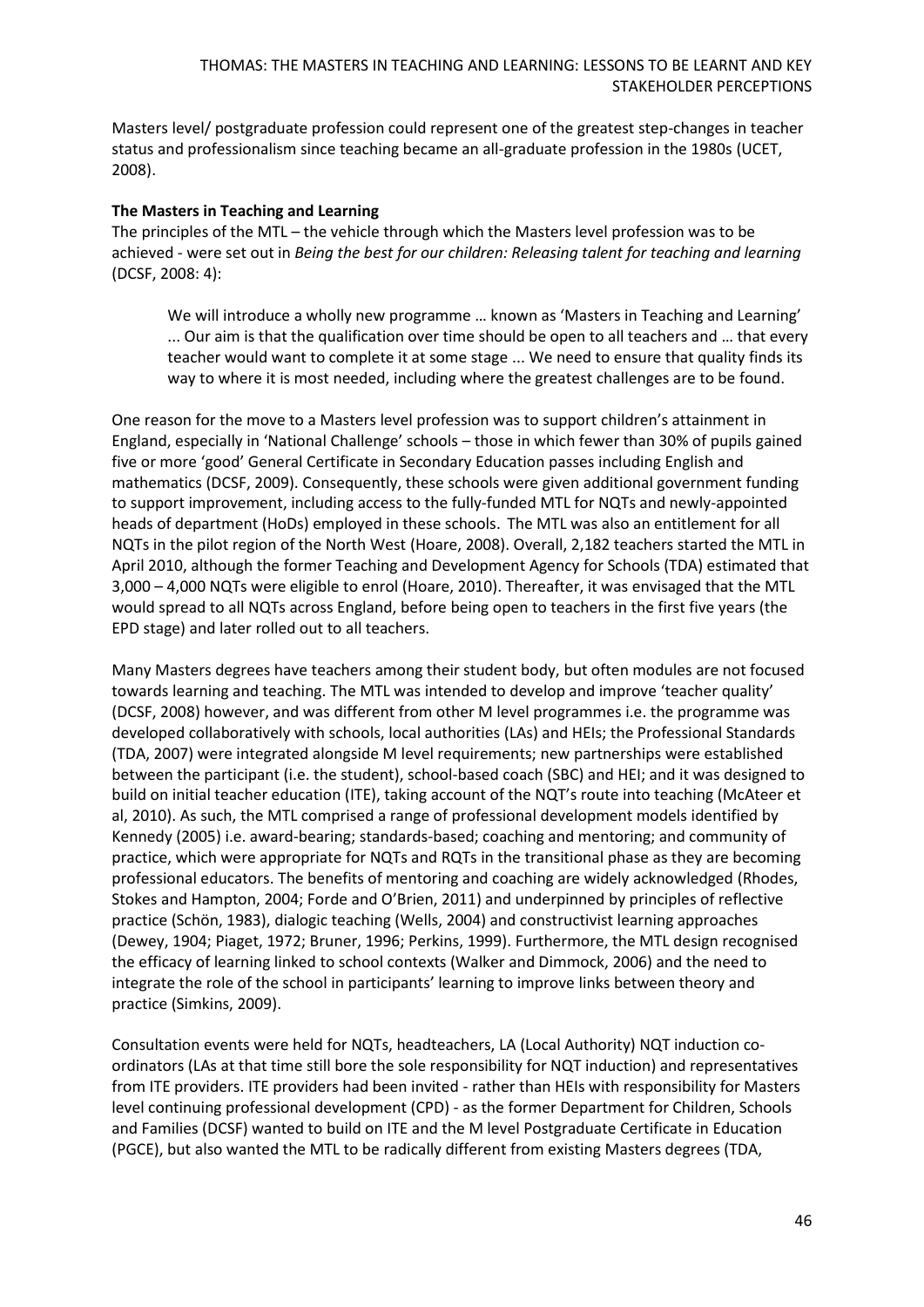Masters level/ postgraduate profession could represent one of the greatest step-changes in teacher status and professionalism since teaching became an all-graduate profession in the 1980s (UCET, 2008).

**The Masters in Teaching and Learning**

The principles of the MTL – the vehicle through which the Masters level profession was to be achieved - were set out in *Being the best for our children: Releasing talent for teaching and learning* (DCSF, 2008: 4):

> We will introduce a wholly new programme … known as 'Masters in Teaching and Learning' ... Our aim is that the qualification over time should be open to all teachers and … that every teacher would want to complete it at some stage ... We need to ensure that quality finds its way to where it is most needed, including where the greatest challenges are to be found.

One reason for the move to a Masters level profession was to support children's attainment in England, especially in 'National Challenge' schools – those in which fewer than 30% of pupils gained five or more 'good' General Certificate in Secondary Education passes including English and mathematics (DCSF, 2009). Consequently, these schools were given additional government funding to support improvement, including access to the fully-funded MTL for NQTs and newly-appointed heads of department (HoDs) employed in these schools. The MTL was also an entitlement for all NQTs in the pilot region of the North West (Hoare, 2008). Overall, 2,182 teachers started the MTL in April 2010, although the former Teaching and Development Agency for Schools (TDA) estimated that 3,000 – 4,000 NQTs were eligible to enrol (Hoare, 2010). Thereafter, it was envisaged that the MTL would spread to all NQTs across England, before being open to teachers in the first five years (the EPD stage) and later rolled out to all teachers.

Many Masters degrees have teachers among their student body, but often modules are not focused towards learning and teaching. The MTL was intended to develop and improve 'teacher quality' (DCSF, 2008) however, and was different from other M level programmes i.e. the programme was developed collaboratively with schools, local authorities (LAs) and HEIs; the Professional Standards (TDA, 2007) were integrated alongside M level requirements; new partnerships were established between the participant (i.e. the student), school-based coach (SBC) and HEI; and it was designed to build on initial teacher education (ITE), taking account of the NQT's route into teaching (McAteer et al, 2010). As such, the MTL comprised a range of professional development models identified by Kennedy (2005) i.e. award-bearing; standards-based; coaching and mentoring; and community of practice, which were appropriate for NQTs and RQTs in the transitional phase as they are becoming professional educators. The benefits of mentoring and coaching are widely acknowledged (Rhodes, Stokes and Hampton, 2004; Forde and O'Brien, 2011) and underpinned by principles of reflective practice (Schön, 1983), dialogic teaching (Wells, 2004) and constructivist learning approaches (Dewey, 1904; Piaget, 1972; Bruner, 1996; Perkins, 1999). Furthermore, the MTL design recognised the efficacy of learning linked to school contexts (Walker and Dimmock, 2006) and the need to integrate the role of the school in participants' learning to improve links between theory and practice (Simkins, 2009).

Consultation events were held for NQTs, headteachers, LA (Local Authority) NQT induction co-ordinators (LAs at that time still bore the sole responsibility for NQT induction) and representatives from ITE providers. ITE providers had been invited - rather than HEIs with responsibility for Masters level continuing professional development (CPD) - as the former Department for Children, Schools and Families (DCSF) wanted to build on ITE and the M level Postgraduate Certificate in Education (PGCE), but also wanted the MTL to be radically different from existing Masters degrees (TDA,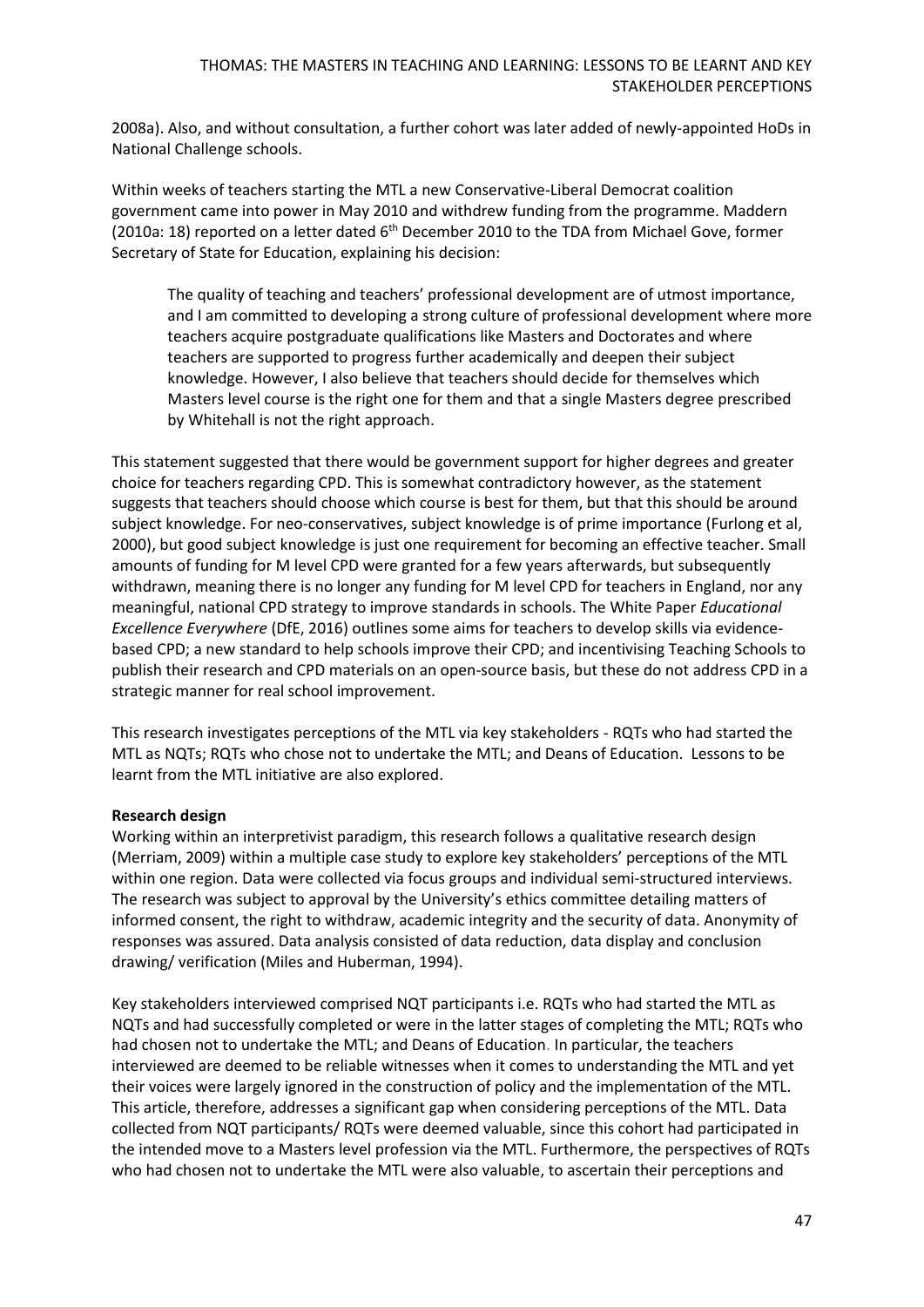2008a). Also, and without consultation, a further cohort was later added of newly-appointed HoDs in National Challenge schools.

Within weeks of teachers starting the MTL a new Conservative-Liberal Democrat coalition government came into power in May 2010 and withdrew funding from the programme. Maddern (2010a: 18) reported on a letter dated 6th December 2010 to the TDA from Michael Gove, former Secretary of State for Education, explaining his decision:

> The quality of teaching and teachers' professional development are of utmost importance, and I am committed to developing a strong culture of professional development where more teachers acquire postgraduate qualifications like Masters and Doctorates and where teachers are supported to progress further academically and deepen their subject knowledge. However, I also believe that teachers should decide for themselves which Masters level course is the right one for them and that a single Masters degree prescribed by Whitehall is not the right approach.

This statement suggested that there would be government support for higher degrees and greater choice for teachers regarding CPD. This is somewhat contradictory however, as the statement suggests that teachers should choose which course is best for them, but that this should be around subject knowledge. For neo-conservatives, subject knowledge is of prime importance (Furlong et al, 2000), but good subject knowledge is just one requirement for becoming an effective teacher. Small amounts of funding for M level CPD were granted for a few years afterwards, but subsequently withdrawn, meaning there is no longer any funding for M level CPD for teachers in England, nor any meaningful, national CPD strategy to improve standards in schools. The White Paper *Educational Excellence Everywhere* (DfE, 2016) outlines some aims for teachers to develop skills via evidence-based CPD; a new standard to help schools improve their CPD; and incentivising Teaching Schools to publish their research and CPD materials on an open-source basis, but these do not address CPD in a strategic manner for real school improvement.

This research investigates perceptions of the MTL via key stakeholders - RQTs who had started the MTL as NQTs; RQTs who chose not to undertake the MTL; and Deans of Education. Lessons to be learnt from the MTL initiative are also explored.

**Research design**

Working within an interpretivist paradigm, this research follows a qualitative research design (Merriam, 2009) within a multiple case study to explore key stakeholders' perceptions of the MTL within one region. Data were collected via focus groups and individual semi-structured interviews. The research was subject to approval by the University's ethics committee detailing matters of informed consent, the right to withdraw, academic integrity and the security of data. Anonymity of responses was assured. Data analysis consisted of data reduction, data display and conclusion drawing/ verification (Miles and Huberman, 1994).

Key stakeholders interviewed comprised NQT participants i.e. RQTs who had started the MTL as NQTs and had successfully completed or were in the latter stages of completing the MTL; RQTs who had chosen not to undertake the MTL; and Deans of Education. In particular, the teachers interviewed are deemed to be reliable witnesses when it comes to understanding the MTL and yet their voices were largely ignored in the construction of policy and the implementation of the MTL. This article, therefore, addresses a significant gap when considering perceptions of the MTL. Data collected from NQT participants/ RQTs were deemed valuable, since this cohort had participated in the intended move to a Masters level profession via the MTL. Furthermore, the perspectives of RQTs who had chosen not to undertake the MTL were also valuable, to ascertain their perceptions and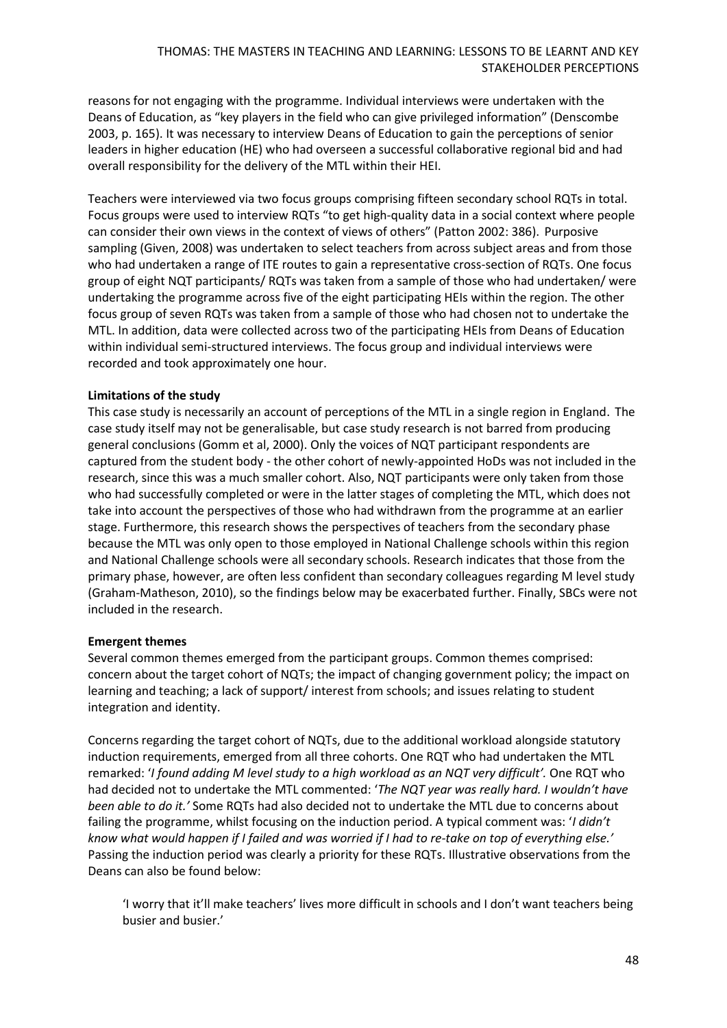reasons for not engaging with the programme. Individual interviews were undertaken with the Deans of Education, as "key players in the field who can give privileged information" (Denscombe 2003, p. 165). It was necessary to interview Deans of Education to gain the perceptions of senior leaders in higher education (HE) who had overseen a successful collaborative regional bid and had overall responsibility for the delivery of the MTL within their HEI.

Teachers were interviewed via two focus groups comprising fifteen secondary school RQTs in total. Focus groups were used to interview RQTs "to get high-quality data in a social context where people can consider their own views in the context of views of others" (Patton 2002: 386). Purposive sampling (Given, 2008) was undertaken to select teachers from across subject areas and from those who had undertaken a range of ITE routes to gain a representative cross-section of RQTs. One focus group of eight NQT participants/ RQTs was taken from a sample of those who had undertaken/ were undertaking the programme across five of the eight participating HEIs within the region. The other focus group of seven RQTs was taken from a sample of those who had chosen not to undertake the MTL. In addition, data were collected across two of the participating HEIs from Deans of Education within individual semi-structured interviews. The focus group and individual interviews were recorded and took approximately one hour.

**Limitations of the study**

This case study is necessarily an account of perceptions of the MTL in a single region in England. The case study itself may not be generalisable, but case study research is not barred from producing general conclusions (Gomm et al, 2000). Only the voices of NQT participant respondents are captured from the student body - the other cohort of newly-appointed HoDs was not included in the research, since this was a much smaller cohort. Also, NQT participants were only taken from those who had successfully completed or were in the latter stages of completing the MTL, which does not take into account the perspectives of those who had withdrawn from the programme at an earlier stage. Furthermore, this research shows the perspectives of teachers from the secondary phase because the MTL was only open to those employed in National Challenge schools within this region and National Challenge schools were all secondary schools. Research indicates that those from the primary phase, however, are often less confident than secondary colleagues regarding M level study (Graham-Matheson, 2010), so the findings below may be exacerbated further. Finally, SBCs were not included in the research.

**Emergent themes**

Several common themes emerged from the participant groups. Common themes comprised: concern about the target cohort of NQTs; the impact of changing government policy; the impact on learning and teaching; a lack of support/ interest from schools; and issues relating to student integration and identity.

Concerns regarding the target cohort of NQTs, due to the additional workload alongside statutory induction requirements, emerged from all three cohorts. One RQT who had undertaken the MTL remarked: '*I found adding M level study to a high workload as an NQT very difficult'.* One RQT who had decided not to undertake the MTL commented: '*The NQT year was really hard. I wouldn't have been able to do it.'* Some RQTs had also decided not to undertake the MTL due to concerns about failing the programme, whilst focusing on the induction period. A typical comment was: '*I didn't know what would happen if I failed and was worried if I had to re-take on top of everything else.'* Passing the induction period was clearly a priority for these RQTs. Illustrative observations from the Deans can also be found below:

> 'I worry that it'll make teachers' lives more difficult in schools and I don't want teachers being busier and busier.'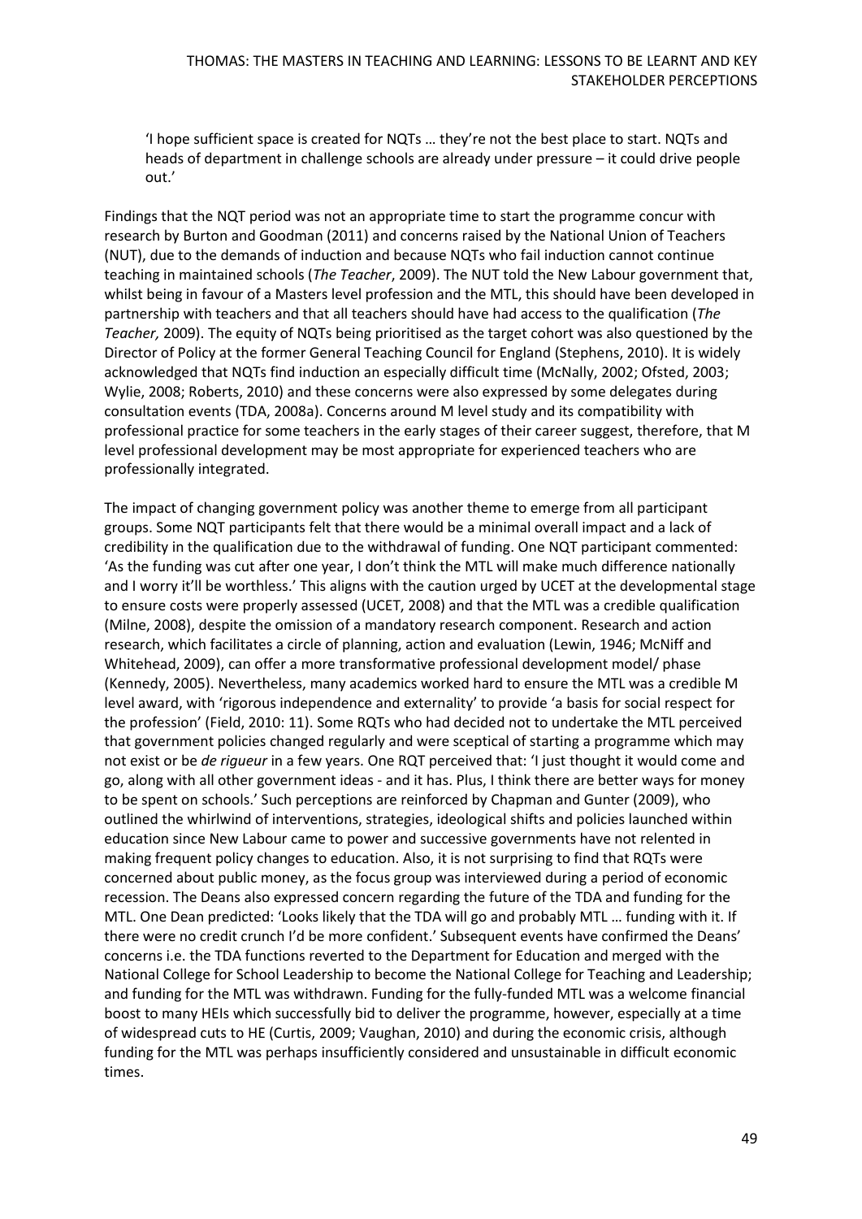'I hope sufficient space is created for NQTs … they're not the best place to start. NQTs and heads of department in challenge schools are already under pressure – it could drive people out.'

Findings that the NQT period was not an appropriate time to start the programme concur with research by Burton and Goodman (2011) and concerns raised by the National Union of Teachers (NUT), due to the demands of induction and because NQTs who fail induction cannot continue teaching in maintained schools (*The Teacher*, 2009). The NUT told the New Labour government that, whilst being in favour of a Masters level profession and the MTL, this should have been developed in partnership with teachers and that all teachers should have had access to the qualification (*The Teacher,* 2009). The equity of NQTs being prioritised as the target cohort was also questioned by the Director of Policy at the former General Teaching Council for England (Stephens, 2010). It is widely acknowledged that NQTs find induction an especially difficult time (McNally, 2002; Ofsted, 2003; Wylie, 2008; Roberts, 2010) and these concerns were also expressed by some delegates during consultation events (TDA, 2008a). Concerns around M level study and its compatibility with professional practice for some teachers in the early stages of their career suggest, therefore, that M level professional development may be most appropriate for experienced teachers who are professionally integrated.

The impact of changing government policy was another theme to emerge from all participant groups. Some NQT participants felt that there would be a minimal overall impact and a lack of credibility in the qualification due to the withdrawal of funding. One NQT participant commented: 'As the funding was cut after one year, I don't think the MTL will make much difference nationally and I worry it'll be worthless.' This aligns with the caution urged by UCET at the developmental stage to ensure costs were properly assessed (UCET, 2008) and that the MTL was a credible qualification (Milne, 2008), despite the omission of a mandatory research component. Research and action research, which facilitates a circle of planning, action and evaluation (Lewin, 1946; McNiff and Whitehead, 2009), can offer a more transformative professional development model/ phase (Kennedy, 2005). Nevertheless, many academics worked hard to ensure the MTL was a credible M level award, with 'rigorous independence and externality' to provide 'a basis for social respect for the profession' (Field, 2010: 11). Some RQTs who had decided not to undertake the MTL perceived that government policies changed regularly and were sceptical of starting a programme which may not exist or be *de rigueur* in a few years. One RQT perceived that: 'I just thought it would come and go, along with all other government ideas - and it has. Plus, I think there are better ways for money to be spent on schools.' Such perceptions are reinforced by Chapman and Gunter (2009), who outlined the whirlwind of interventions, strategies, ideological shifts and policies launched within education since New Labour came to power and successive governments have not relented in making frequent policy changes to education. Also, it is not surprising to find that RQTs were concerned about public money, as the focus group was interviewed during a period of economic recession. The Deans also expressed concern regarding the future of the TDA and funding for the MTL. One Dean predicted: 'Looks likely that the TDA will go and probably MTL … funding with it. If there were no credit crunch I'd be more confident.' Subsequent events have confirmed the Deans' concerns i.e. the TDA functions reverted to the Department for Education and merged with the National College for School Leadership to become the National College for Teaching and Leadership; and funding for the MTL was withdrawn. Funding for the fully-funded MTL was a welcome financial boost to many HEIs which successfully bid to deliver the programme, however, especially at a time of widespread cuts to HE (Curtis, 2009; Vaughan, 2010) and during the economic crisis, although funding for the MTL was perhaps insufficiently considered and unsustainable in difficult economic times.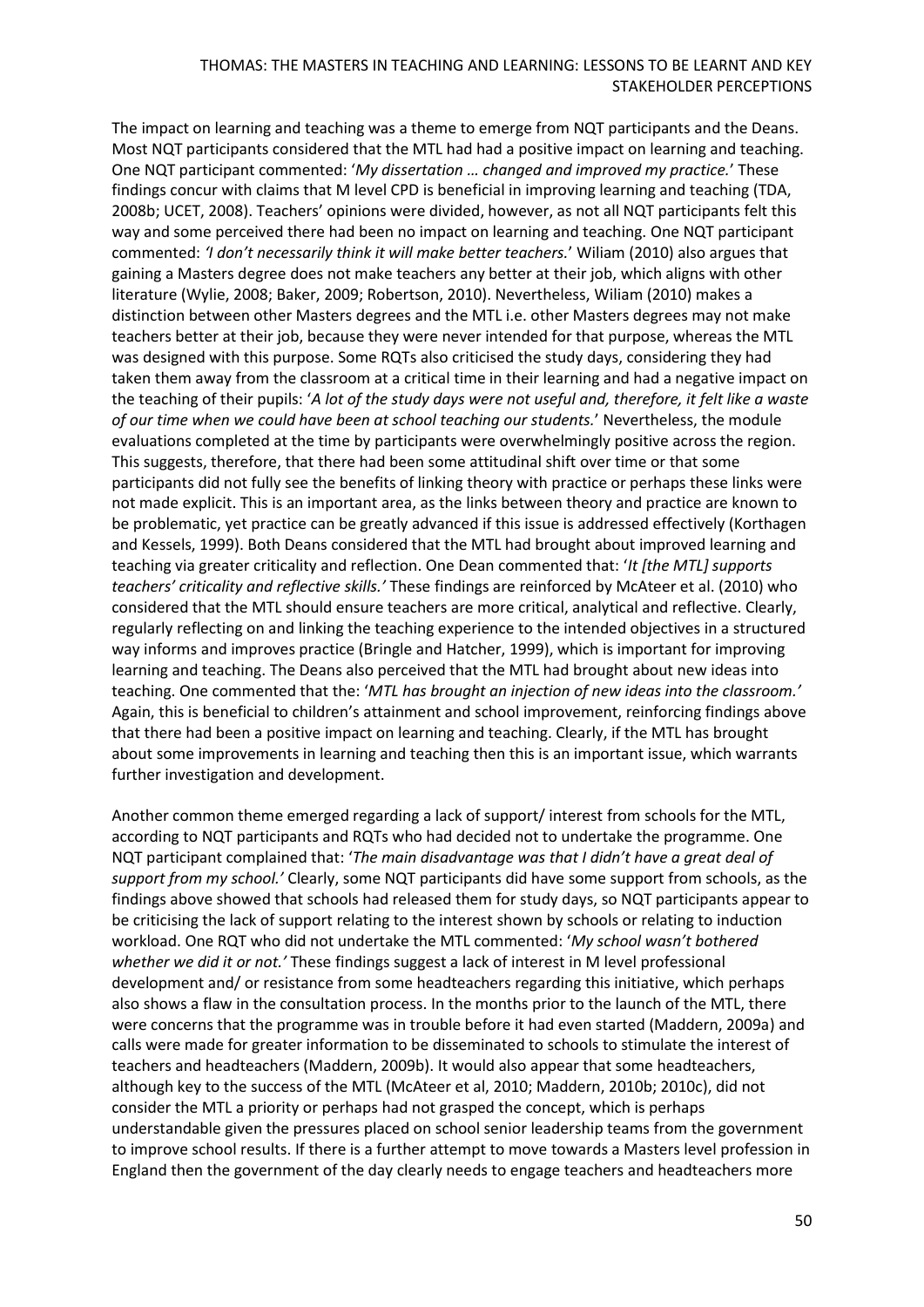The impact on learning and teaching was a theme to emerge from NQT participants and the Deans. Most NQT participants considered that the MTL had had a positive impact on learning and teaching. One NQT participant commented: '*My dissertation … changed and improved my practice.*' These findings concur with claims that M level CPD is beneficial in improving learning and teaching (TDA, 2008b; UCET, 2008). Teachers' opinions were divided, however, as not all NQT participants felt this way and some perceived there had been no impact on learning and teaching. One NQT participant commented: *'I don't necessarily think it will make better teachers.*' Wiliam (2010) also argues that gaining a Masters degree does not make teachers any better at their job, which aligns with other literature (Wylie, 2008; Baker, 2009; Robertson, 2010). Nevertheless, Wiliam (2010) makes a distinction between other Masters degrees and the MTL i.e. other Masters degrees may not make teachers better at their job, because they were never intended for that purpose, whereas the MTL was designed with this purpose. Some RQTs also criticised the study days, considering they had taken them away from the classroom at a critical time in their learning and had a negative impact on the teaching of their pupils: '*A lot of the study days were not useful and, therefore, it felt like a waste of our time when we could have been at school teaching our students.*' Nevertheless, the module evaluations completed at the time by participants were overwhelmingly positive across the region. This suggests, therefore, that there had been some attitudinal shift over time or that some participants did not fully see the benefits of linking theory with practice or perhaps these links were not made explicit. This is an important area, as the links between theory and practice are known to be problematic, yet practice can be greatly advanced if this issue is addressed effectively (Korthagen and Kessels, 1999). Both Deans considered that the MTL had brought about improved learning and teaching via greater criticality and reflection. One Dean commented that: '*It [the MTL] supports teachers' criticality and reflective skills.'* These findings are reinforced by McAteer et al. (2010) who considered that the MTL should ensure teachers are more critical, analytical and reflective. Clearly, regularly reflecting on and linking the teaching experience to the intended objectives in a structured way informs and improves practice (Bringle and Hatcher, 1999), which is important for improving learning and teaching. The Deans also perceived that the MTL had brought about new ideas into teaching. One commented that the: '*MTL has brought an injection of new ideas into the classroom.'* Again, this is beneficial to children's attainment and school improvement, reinforcing findings above that there had been a positive impact on learning and teaching. Clearly, if the MTL has brought about some improvements in learning and teaching then this is an important issue, which warrants further investigation and development.

Another common theme emerged regarding a lack of support/ interest from schools for the MTL, according to NQT participants and RQTs who had decided not to undertake the programme. One NQT participant complained that: '*The main disadvantage was that I didn't have a great deal of support from my school.'* Clearly, some NQT participants did have some support from schools, as the findings above showed that schools had released them for study days, so NQT participants appear to be criticising the lack of support relating to the interest shown by schools or relating to induction workload. One RQT who did not undertake the MTL commented: '*My school wasn't bothered whether we did it or not.'* These findings suggest a lack of interest in M level professional development and/ or resistance from some headteachers regarding this initiative, which perhaps also shows a flaw in the consultation process. In the months prior to the launch of the MTL, there were concerns that the programme was in trouble before it had even started (Maddern, 2009a) and calls were made for greater information to be disseminated to schools to stimulate the interest of teachers and headteachers (Maddern, 2009b). It would also appear that some headteachers, although key to the success of the MTL (McAteer et al, 2010; Maddern, 2010b; 2010c), did not consider the MTL a priority or perhaps had not grasped the concept, which is perhaps understandable given the pressures placed on school senior leadership teams from the government to improve school results. If there is a further attempt to move towards a Masters level profession in England then the government of the day clearly needs to engage teachers and headteachers more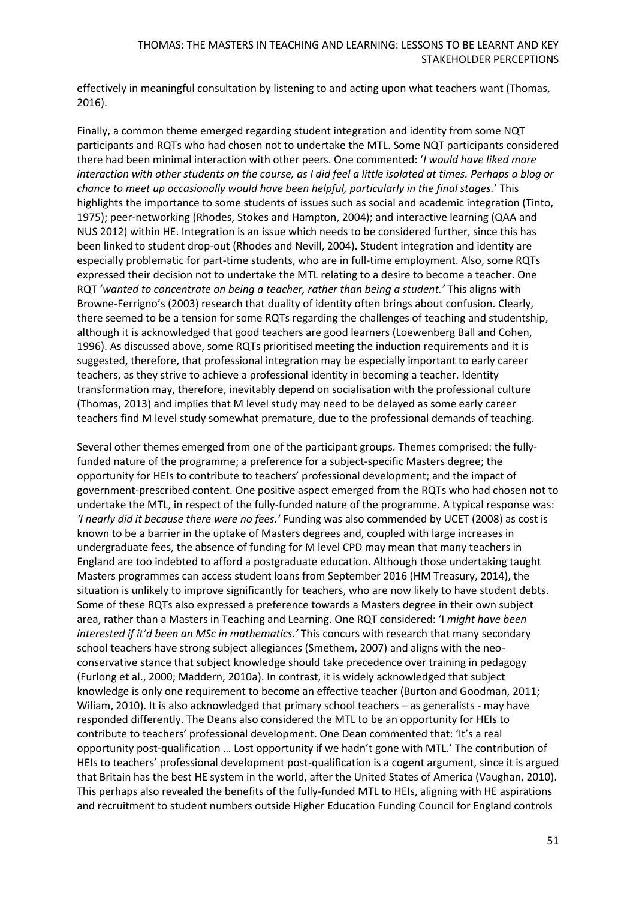effectively in meaningful consultation by listening to and acting upon what teachers want (Thomas, 2016).

Finally, a common theme emerged regarding student integration and identity from some NQT participants and RQTs who had chosen not to undertake the MTL. Some NQT participants considered there had been minimal interaction with other peers. One commented: '*I would have liked more interaction with other students on the course, as I did feel a little isolated at times. Perhaps a blog or chance to meet up occasionally would have been helpful, particularly in the final stages.*' This highlights the importance to some students of issues such as social and academic integration (Tinto, 1975); peer-networking (Rhodes, Stokes and Hampton, 2004); and interactive learning (QAA and NUS 2012) within HE. Integration is an issue which needs to be considered further, since this has been linked to student drop-out (Rhodes and Nevill, 2004). Student integration and identity are especially problematic for part-time students, who are in full-time employment. Also, some RQTs expressed their decision not to undertake the MTL relating to a desire to become a teacher. One RQT '*wanted to concentrate on being a teacher, rather than being a student.'* This aligns with Browne-Ferrigno's (2003) research that duality of identity often brings about confusion. Clearly, there seemed to be a tension for some RQTs regarding the challenges of teaching and studentship, although it is acknowledged that good teachers are good learners (Loewenberg Ball and Cohen, 1996). As discussed above, some RQTs prioritised meeting the induction requirements and it is suggested, therefore, that professional integration may be especially important to early career teachers, as they strive to achieve a professional identity in becoming a teacher. Identity transformation may, therefore, inevitably depend on socialisation with the professional culture (Thomas, 2013) and implies that M level study may need to be delayed as some early career teachers find M level study somewhat premature, due to the professional demands of teaching.

Several other themes emerged from one of the participant groups. Themes comprised: the fully-funded nature of the programme; a preference for a subject-specific Masters degree; the opportunity for HEIs to contribute to teachers' professional development; and the impact of government-prescribed content. One positive aspect emerged from the RQTs who had chosen not to undertake the MTL, in respect of the fully-funded nature of the programme. A typical response was: *'I nearly did it because there were no fees.'* Funding was also commended by UCET (2008) as cost is known to be a barrier in the uptake of Masters degrees and, coupled with large increases in undergraduate fees, the absence of funding for M level CPD may mean that many teachers in England are too indebted to afford a postgraduate education. Although those undertaking taught Masters programmes can access student loans from September 2016 (HM Treasury, 2014), the situation is unlikely to improve significantly for teachers, who are now likely to have student debts. Some of these RQTs also expressed a preference towards a Masters degree in their own subject area, rather than a Masters in Teaching and Learning. One RQT considered: 'I *might have been interested if it'd been an MSc in mathematics.'* This concurs with research that many secondary school teachers have strong subject allegiances (Smethem, 2007) and aligns with the neo-conservative stance that subject knowledge should take precedence over training in pedagogy (Furlong et al., 2000; Maddern, 2010a). In contrast, it is widely acknowledged that subject knowledge is only one requirement to become an effective teacher (Burton and Goodman, 2011; Wiliam, 2010). It is also acknowledged that primary school teachers – as generalists - may have responded differently. The Deans also considered the MTL to be an opportunity for HEIs to contribute to teachers' professional development. One Dean commented that: 'It's a real opportunity post-qualification … Lost opportunity if we hadn't gone with MTL.' The contribution of HEIs to teachers' professional development post-qualification is a cogent argument, since it is argued that Britain has the best HE system in the world, after the United States of America (Vaughan, 2010). This perhaps also revealed the benefits of the fully-funded MTL to HEIs, aligning with HE aspirations and recruitment to student numbers outside Higher Education Funding Council for England controls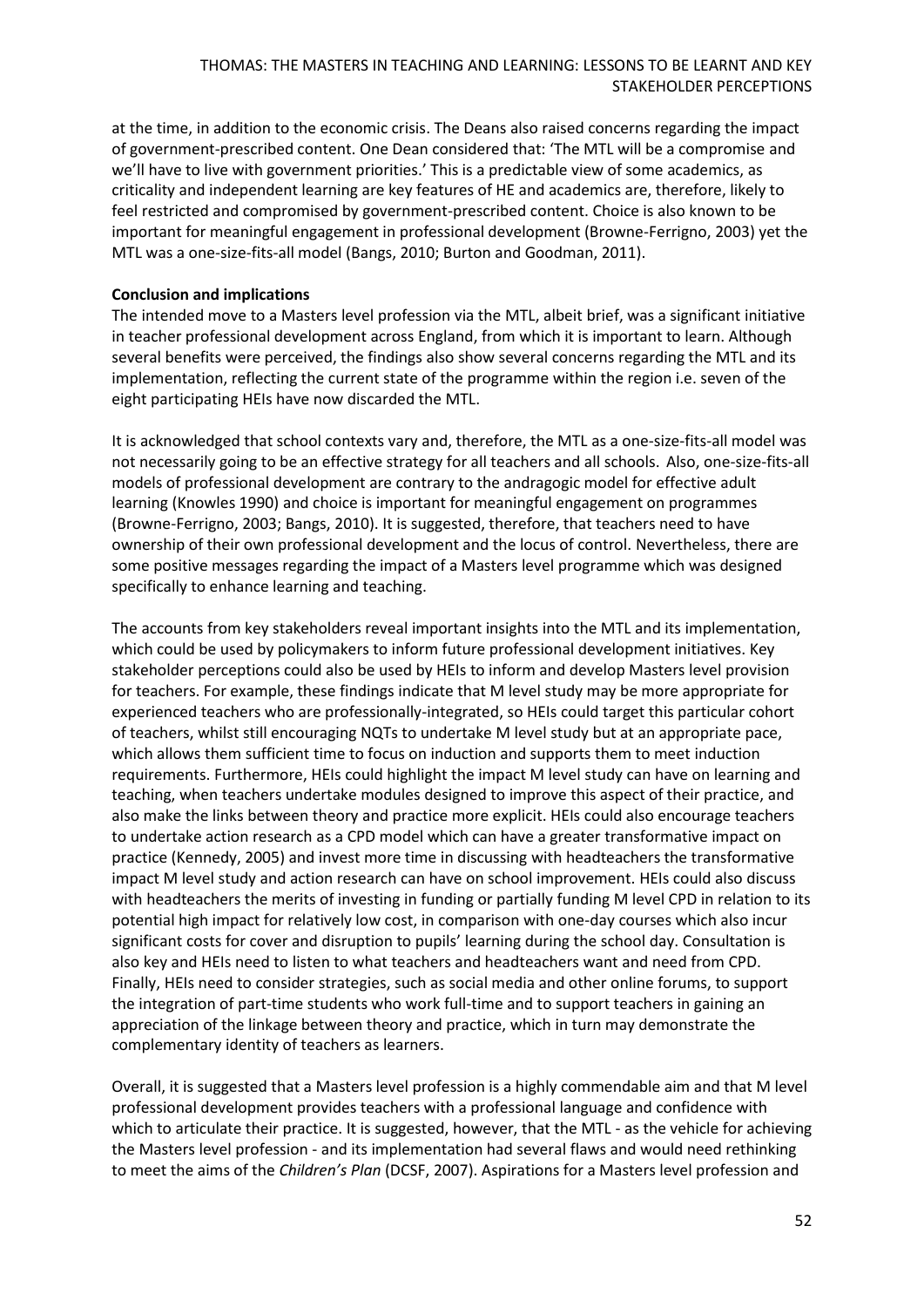at the time, in addition to the economic crisis. The Deans also raised concerns regarding the impact of government-prescribed content. One Dean considered that: 'The MTL will be a compromise and we'll have to live with government priorities.' This is a predictable view of some academics, as criticality and independent learning are key features of HE and academics are, therefore, likely to feel restricted and compromised by government-prescribed content. Choice is also known to be important for meaningful engagement in professional development (Browne-Ferrigno, 2003) yet the MTL was a one-size-fits-all model (Bangs, 2010; Burton and Goodman, 2011).

**Conclusion and implications**

The intended move to a Masters level profession via the MTL, albeit brief, was a significant initiative in teacher professional development across England, from which it is important to learn. Although several benefits were perceived, the findings also show several concerns regarding the MTL and its implementation, reflecting the current state of the programme within the region i.e. seven of the eight participating HEIs have now discarded the MTL.

It is acknowledged that school contexts vary and, therefore, the MTL as a one-size-fits-all model was not necessarily going to be an effective strategy for all teachers and all schools. Also, one-size-fits-all models of professional development are contrary to the andragogic model for effective adult learning (Knowles 1990) and choice is important for meaningful engagement on programmes (Browne-Ferrigno, 2003; Bangs, 2010). It is suggested, therefore, that teachers need to have ownership of their own professional development and the locus of control. Nevertheless, there are some positive messages regarding the impact of a Masters level programme which was designed specifically to enhance learning and teaching.

The accounts from key stakeholders reveal important insights into the MTL and its implementation, which could be used by policymakers to inform future professional development initiatives. Key stakeholder perceptions could also be used by HEIs to inform and develop Masters level provision for teachers. For example, these findings indicate that M level study may be more appropriate for experienced teachers who are professionally-integrated, so HEIs could target this particular cohort of teachers, whilst still encouraging NQTs to undertake M level study but at an appropriate pace, which allows them sufficient time to focus on induction and supports them to meet induction requirements. Furthermore, HEIs could highlight the impact M level study can have on learning and teaching, when teachers undertake modules designed to improve this aspect of their practice, and also make the links between theory and practice more explicit. HEIs could also encourage teachers to undertake action research as a CPD model which can have a greater transformative impact on practice (Kennedy, 2005) and invest more time in discussing with headteachers the transformative impact M level study and action research can have on school improvement. HEIs could also discuss with headteachers the merits of investing in funding or partially funding M level CPD in relation to its potential high impact for relatively low cost, in comparison with one-day courses which also incur significant costs for cover and disruption to pupils' learning during the school day. Consultation is also key and HEIs need to listen to what teachers and headteachers want and need from CPD. Finally, HEIs need to consider strategies, such as social media and other online forums, to support the integration of part-time students who work full-time and to support teachers in gaining an appreciation of the linkage between theory and practice, which in turn may demonstrate the complementary identity of teachers as learners.

Overall, it is suggested that a Masters level profession is a highly commendable aim and that M level professional development provides teachers with a professional language and confidence with which to articulate their practice. It is suggested, however, that the MTL - as the vehicle for achieving the Masters level profession - and its implementation had several flaws and would need rethinking to meet the aims of the *Children's Plan* (DCSF, 2007). Aspirations for a Masters level profession and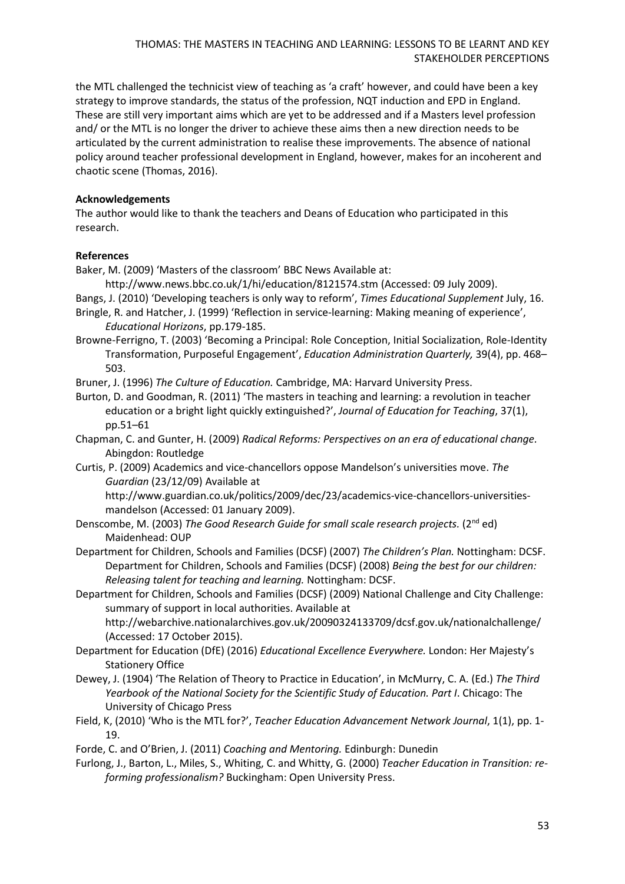the MTL challenged the technicist view of teaching as 'a craft' however, and could have been a key strategy to improve standards, the status of the profession, NQT induction and EPD in England. These are still very important aims which are yet to be addressed and if a Masters level profession and/ or the MTL is no longer the driver to achieve these aims then a new direction needs to be articulated by the current administration to realise these improvements. The absence of national policy around teacher professional development in England, however, makes for an incoherent and chaotic scene (Thomas, 2016).

**Acknowledgements**

The author would like to thank the teachers and Deans of Education who participated in this research.

**References**

Baker, M. (2009) 'Masters of the classroom' BBC News Available at: http://www.news.bbc.co.uk/1/hi/education/8121574.stm (Accessed: 09 July 2009).

Bangs, J. (2010) 'Developing teachers is only way to reform', *Times Educational Supplement* July, 16.

Bringle, R. and Hatcher, J. (1999) 'Reflection in service-learning: Making meaning of experience', *Educational Horizons*, pp.179-185.

Browne-Ferrigno, T. (2003) 'Becoming a Principal: Role Conception, Initial Socialization, Role-Identity Transformation, Purposeful Engagement', *Education Administration Quarterly,* 39(4), pp. 468–503.

Bruner, J. (1996) *The Culture of Education.* Cambridge, MA: Harvard University Press.

Burton, D. and Goodman, R. (2011) 'The masters in teaching and learning: a revolution in teacher education or a bright light quickly extinguished?', *Journal of Education for Teaching*, 37(1), pp.51–61

Chapman, C. and Gunter, H. (2009) *Radical Reforms: Perspectives on an era of educational change.* Abingdon: Routledge

Curtis, P. (2009) Academics and vice-chancellors oppose Mandelson's universities move. *The Guardian* (23/12/09) Available at http://www.guardian.co.uk/politics/2009/dec/23/academics-vice-chancellors-universities-mandelson (Accessed: 01 January 2009).

Denscombe, M. (2003) *The Good Research Guide for small scale research projects.* (2nd ed) Maidenhead: OUP

Department for Children, Schools and Families (DCSF) (2007) *The Children's Plan.* Nottingham: DCSF. Department for Children, Schools and Families (DCSF) (2008) *Being the best for our children: Releasing talent for teaching and learning.* Nottingham: DCSF.

Department for Children, Schools and Families (DCSF) (2009) National Challenge and City Challenge: summary of support in local authorities. Available at http://webarchive.nationalarchives.gov.uk/20090324133709/dcsf.gov.uk/nationalchallenge/ (Accessed: 17 October 2015).

Department for Education (DfE) (2016) *Educational Excellence Everywhere.* London: Her Majesty's Stationery Office

Dewey, J. (1904) 'The Relation of Theory to Practice in Education', in McMurry, C. A. (Ed.) *The Third Yearbook of the National Society for the Scientific Study of Education. Part I*. Chicago: The University of Chicago Press

Field, K, (2010) 'Who is the MTL for?', *Teacher Education Advancement Network Journal*, 1(1), pp. 1-19.

Forde, C. and O'Brien, J. (2011) *Coaching and Mentoring.* Edinburgh: Dunedin

Furlong, J., Barton, L., Miles, S., Whiting, C. and Whitty, G. (2000) *Teacher Education in Transition: re-forming professionalism?* Buckingham: Open University Press.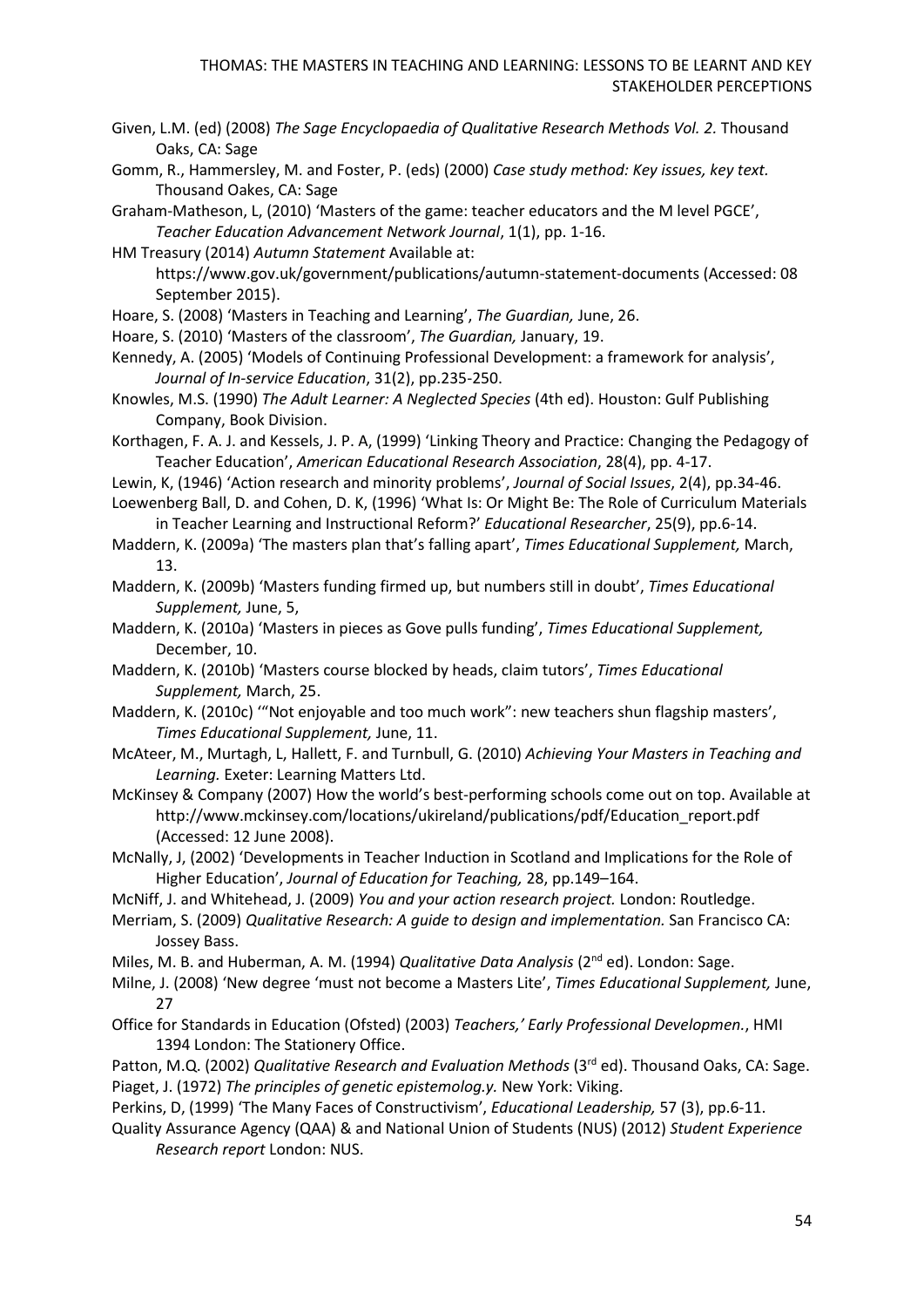Given, L.M. (ed) (2008) *The Sage Encyclopaedia of Qualitative Research Methods Vol. 2.* Thousand Oaks, CA: Sage

Gomm, R., Hammersley, M. and Foster, P. (eds) (2000) *Case study method: Key issues, key text.* Thousand Oakes, CA: Sage

Graham-Matheson, L, (2010) 'Masters of the game: teacher educators and the M level PGCE', *Teacher Education Advancement Network Journal*, 1(1), pp. 1-16.

HM Treasury (2014) *Autumn Statement* Available at: https://www.gov.uk/government/publications/autumn-statement-documents (Accessed: 08 September 2015).

Hoare, S. (2008) 'Masters in Teaching and Learning', *The Guardian,* June, 26.

Hoare, S. (2010) 'Masters of the classroom', *The Guardian,* January, 19.

Kennedy, A. (2005) 'Models of Continuing Professional Development: a framework for analysis', *Journal of In-service Education*, 31(2), pp.235-250.

Knowles, M.S. (1990) *The Adult Learner: A Neglected Species* (4th ed). Houston: Gulf Publishing Company, Book Division.

Korthagen, F. A. J. and Kessels, J. P. A, (1999) 'Linking Theory and Practice: Changing the Pedagogy of Teacher Education', *American Educational Research Association*, 28(4), pp. 4-17.

Lewin, K, (1946) 'Action research and minority problems', *Journal of Social Issues*, 2(4), pp.34-46.

Loewenberg Ball, D. and Cohen, D. K, (1996) 'What Is: Or Might Be: The Role of Curriculum Materials in Teacher Learning and Instructional Reform?' *Educational Researcher*, 25(9), pp.6-14.

Maddern, K. (2009a) 'The masters plan that's falling apart', *Times Educational Supplement,* March, 13.

Maddern, K. (2009b) 'Masters funding firmed up, but numbers still in doubt', *Times Educational Supplement,* June, 5,

Maddern, K. (2010a) 'Masters in pieces as Gove pulls funding', *Times Educational Supplement,* December, 10.

Maddern, K. (2010b) 'Masters course blocked by heads, claim tutors', *Times Educational Supplement,* March, 25.

Maddern, K. (2010c) '"Not enjoyable and too much work": new teachers shun flagship masters', *Times Educational Supplement,* June, 11.

McAteer, M., Murtagh, L, Hallett, F. and Turnbull, G. (2010) *Achieving Your Masters in Teaching and Learning.* Exeter: Learning Matters Ltd.

McKinsey & Company (2007) How the world's best-performing schools come out on top. Available at http://www.mckinsey.com/locations/ukireland/publications/pdf/Education_report.pdf (Accessed: 12 June 2008).

McNally, J, (2002) 'Developments in Teacher Induction in Scotland and Implications for the Role of Higher Education', *Journal of Education for Teaching,* 28, pp.149–164.

McNiff, J. and Whitehead, J. (2009) *You and your action research project.* London: Routledge.

Merriam, S. (2009) *Qualitative Research: A guide to design and implementation.* San Francisco CA: Jossey Bass.

Miles, M. B. and Huberman, A. M. (1994) *Qualitative Data Analysis* (2nd ed). London: Sage.

Milne, J. (2008) 'New degree 'must not become a Masters Lite', *Times Educational Supplement,* June, 27

Office for Standards in Education (Ofsted) (2003) *Teachers,' Early Professional Developmen.*, HMI 1394 London: The Stationery Office.

Patton, M.Q. (2002) *Qualitative Research and Evaluation Methods* (3rd ed). Thousand Oaks, CA: Sage.

Piaget, J. (1972) *The principles of genetic epistemolog.y.* New York: Viking.

Perkins, D, (1999) 'The Many Faces of Constructivism', *Educational Leadership,* 57 (3), pp.6-11.

Quality Assurance Agency (QAA) & and National Union of Students (NUS) (2012) *Student Experience Research report* London: NUS.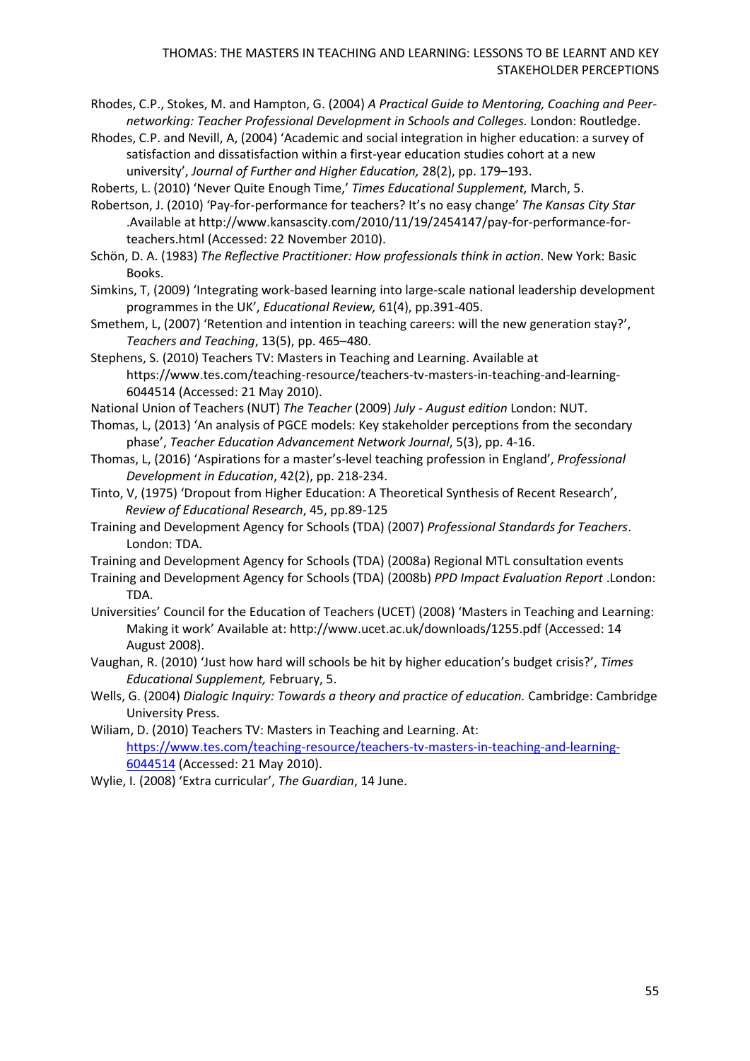Rhodes, C.P., Stokes, M. and Hampton, G. (2004) *A Practical Guide to Mentoring, Coaching and Peer-networking: Teacher Professional Development in Schools and Colleges.* London: Routledge.

Rhodes, C.P. and Nevill, A, (2004) 'Academic and social integration in higher education: a survey of satisfaction and dissatisfaction within a first-year education studies cohort at a new university', *Journal of Further and Higher Education,* 28(2), pp. 179–193.

Roberts, L. (2010) 'Never Quite Enough Time,' *Times Educational Supplement,* March, 5.

Robertson, J. (2010) 'Pay-for-performance for teachers? It's no easy change' *The Kansas City Star* .Available at http://www.kansascity.com/2010/11/19/2454147/pay-for-performance-for-teachers.html (Accessed: 22 November 2010).

Schön, D. A. (1983) *The Reflective Practitioner: How professionals think in action*. New York: Basic Books.

Simkins, T, (2009) 'Integrating work-based learning into large-scale national leadership development programmes in the UK', *Educational Review,* 61(4), pp.391-405.

Smethem, L, (2007) 'Retention and intention in teaching careers: will the new generation stay?', *Teachers and Teaching*, 13(5), pp. 465–480.

Stephens, S. (2010) Teachers TV: Masters in Teaching and Learning. Available at https://www.tes.com/teaching-resource/teachers-tv-masters-in-teaching-and-learning-6044514 (Accessed: 21 May 2010).

National Union of Teachers (NUT) *The Teacher* (2009) *July - August edition* London: NUT.

Thomas, L, (2013) 'An analysis of PGCE models: Key stakeholder perceptions from the secondary phase', *Teacher Education Advancement Network Journal*, 5(3), pp. 4-16.

Thomas, L, (2016) 'Aspirations for a master's-level teaching profession in England', *Professional Development in Education*, 42(2), pp. 218-234.

Tinto, V, (1975) 'Dropout from Higher Education: A Theoretical Synthesis of Recent Research', *Review of Educational Research*, 45, pp.89-125

Training and Development Agency for Schools (TDA) (2007) *Professional Standards for Teachers*. London: TDA.

Training and Development Agency for Schools (TDA) (2008a) Regional MTL consultation events

Training and Development Agency for Schools (TDA) (2008b) *PPD Impact Evaluation Report* .London: TDA.

Universities' Council for the Education of Teachers (UCET) (2008) 'Masters in Teaching and Learning: Making it work' Available at: http://www.ucet.ac.uk/downloads/1255.pdf (Accessed: 14 August 2008).

Vaughan, R. (2010) 'Just how hard will schools be hit by higher education's budget crisis?', *Times Educational Supplement,* February, 5.

Wells, G. (2004) *Dialogic Inquiry: Towards a theory and practice of education.* Cambridge: Cambridge University Press.

Wiliam, D. (2010) Teachers TV: Masters in Teaching and Learning. At: https://www.tes.com/teaching-resource/teachers-tv-masters-in-teaching-and-learning-6044514 (Accessed: 21 May 2010).

Wylie, I. (2008) 'Extra curricular', *The Guardian*, 14 June.